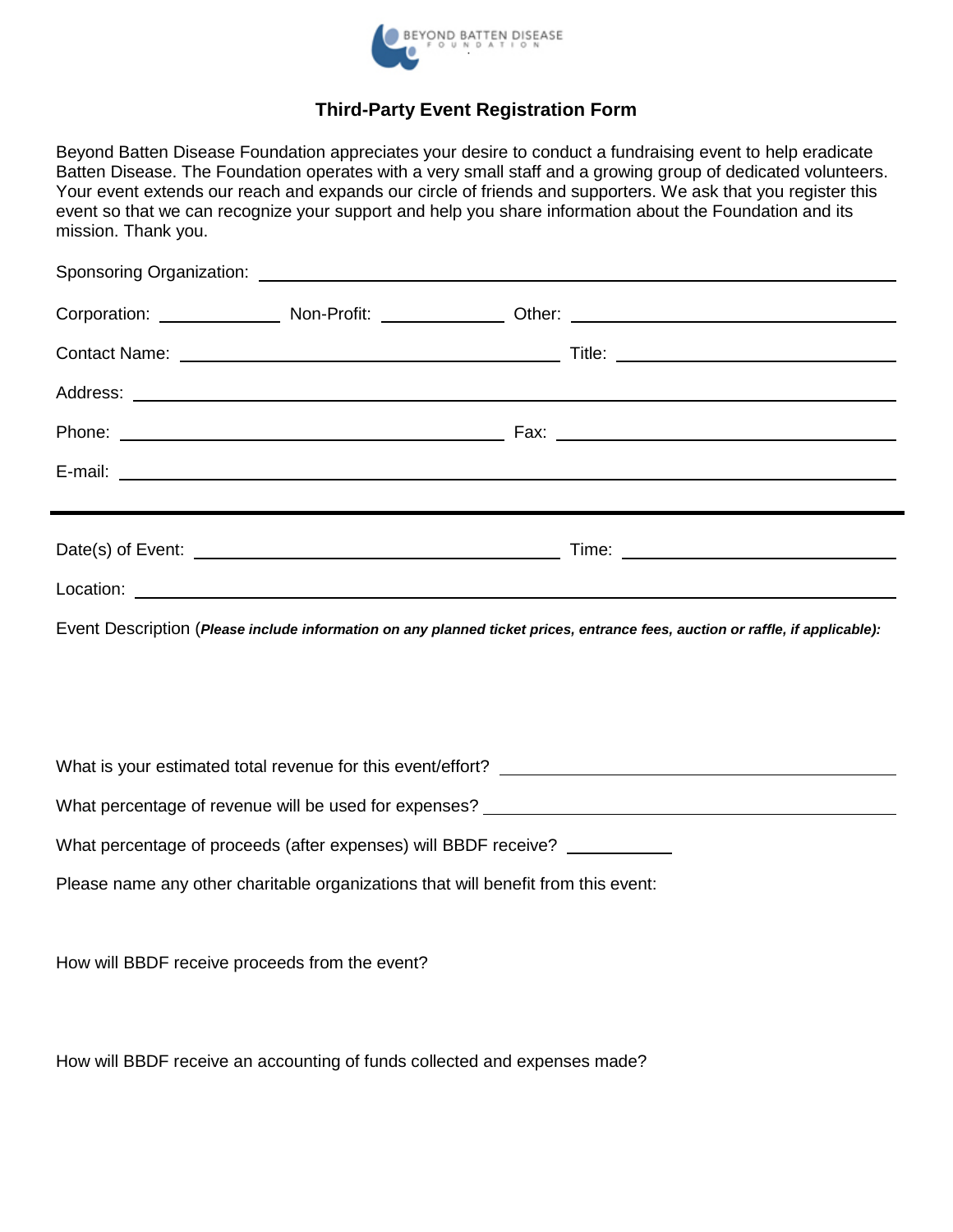BEYOND BATTEN DISEASE FOUNDATION

## Third-Party Event Registration Form

Beyond Batten Disease Foundation appreciates your desire to conduct a fundraising event to help eradicate Batten Disease. The Foundation operates with a very small staff and a growing group of dedicated volunteers. Your event extends our reach and expands our circle of friends and supporters. We ask that you register this event so that we can recognize your support and help you share information about the Foundation and its mission. Thank you.

Sponsoring Organization: ______________________________

Corporation: __________ Non-Profit: __________ Other: ______________________

Contact Name: ______________________________ Title: ______________________

Address: ______________________________

Phone: ______________________________ Fax: ______________________________

E-mail: ______________________________

---

Date(s) of Event: ______________________________ Time: ______________________

Location: ______________________________

Event Description (***Please include information on any planned ticket prices, entrance fees, auction or raffle, if applicable):***

What is your estimated total revenue for this event/effort? ______________________________

What percentage of revenue will be used for expenses? ______________________________

What percentage of proceeds (after expenses) will BBDF receive? __________

Please name any other charitable organizations that will benefit from this event:

How will BBDF receive proceeds from the event?

How will BBDF receive an accounting of funds collected and expenses made?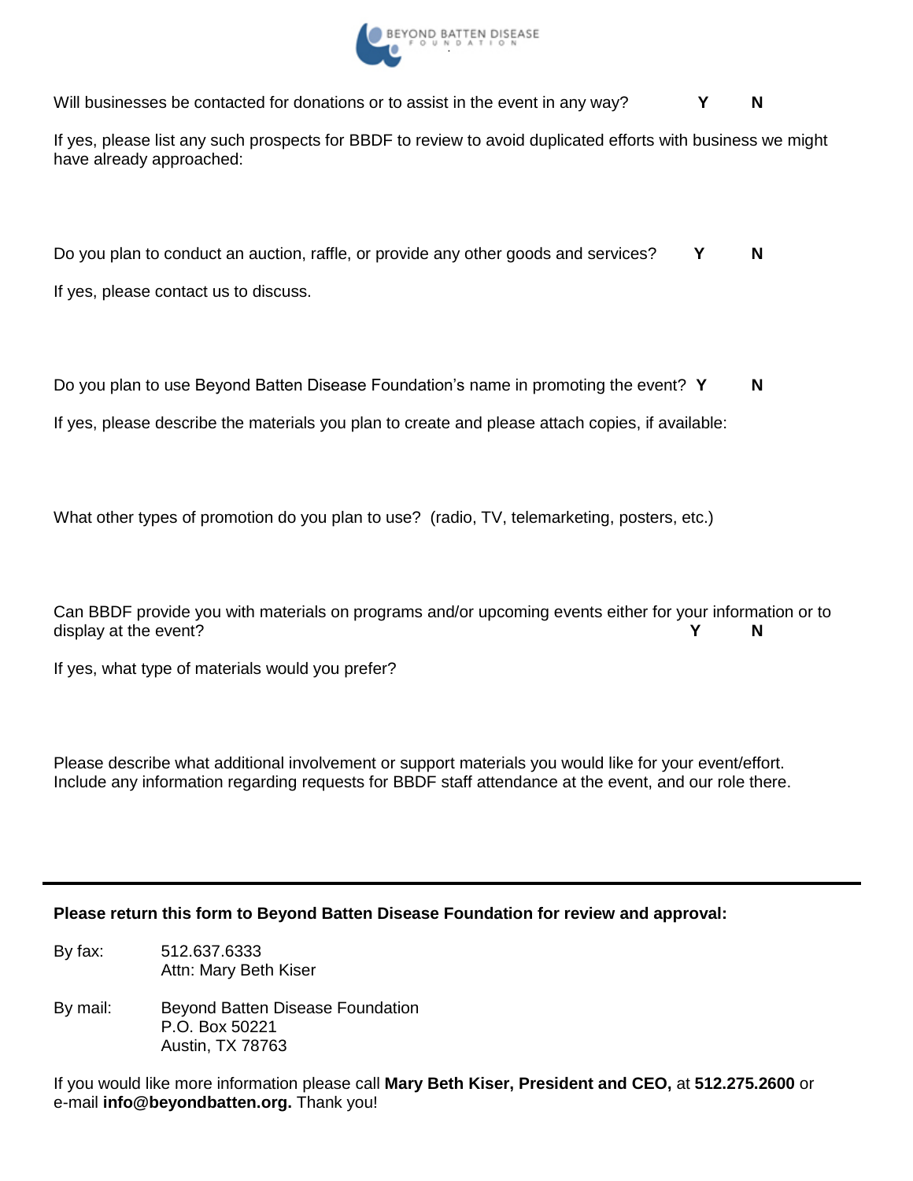Will businesses be contacted for donations or to assist in the event in any way? **Y** **N**

If yes, please list any such prospects for BBDF to review to avoid duplicated efforts with business we might have already approached:

Do you plan to conduct an auction, raffle, or provide any other goods and services? **Y** **N**

If yes, please contact us to discuss.

Do you plan to use Beyond Batten Disease Foundation's name in promoting the event? **Y** **N**

If yes, please describe the materials you plan to create and please attach copies, if available:

What other types of promotion do you plan to use? (radio, TV, telemarketing, posters, etc.)

Can BBDF provide you with materials on programs and/or upcoming events either for your information or to display at the event? **Y** **N**

If yes, what type of materials would you prefer?

Please describe what additional involvement or support materials you would like for your event/effort. Include any information regarding requests for BBDF staff attendance at the event, and our role there.

---

**Please return this form to Beyond Batten Disease Foundation for review and approval:**

By fax: 512.637.6333
Attn: Mary Beth Kiser

By mail: Beyond Batten Disease Foundation
P.O. Box 50221
Austin, TX 78763

If you would like more information please call **Mary Beth Kiser, President and CEO,** at **512.275.2600** or e-mail **info@beyondbatten.org.** Thank you!